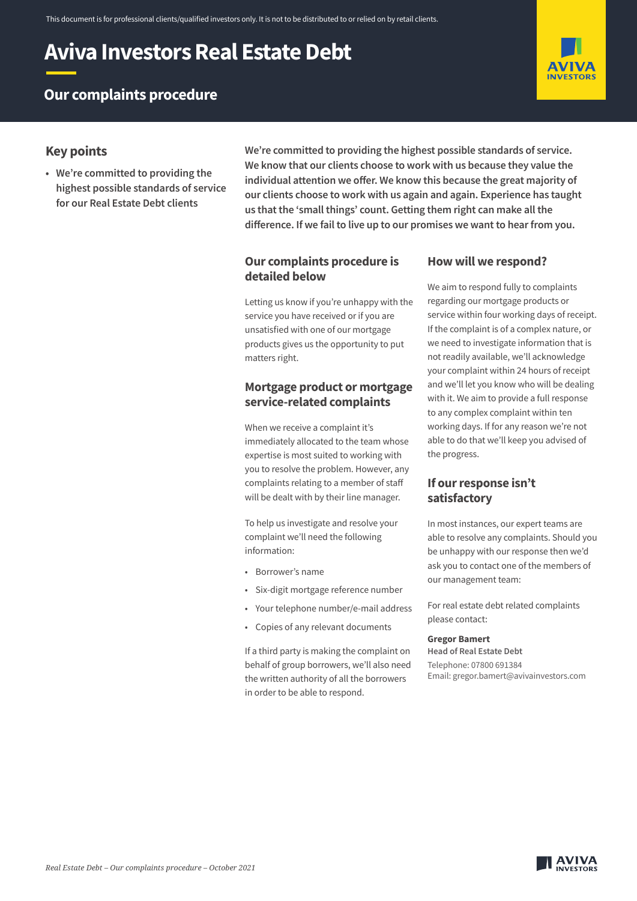This document is for professional clients/qualified investors only. It is not to be distributed to or relied on by retail clients.

# Aviva Investors Real Estate Debt

## Our complaints procedure

### Key points

- **We're committed to providing the highest possible standards of service for our Real Estate Debt clients**

**We're committed to providing the highest possible standards of service. We know that our clients choose to work with us because they value the individual attention we offer. We know this because the great majority of our clients choose to work with us again and again. Experience has taught us that the 'small things' count. Getting them right can make all the difference. If we fail to live up to our promises we want to hear from you.**

### Our complaints procedure is detailed below

Letting us know if you're unhappy with the service you have received or if you are unsatisfied with one of our mortgage products gives us the opportunity to put matters right.

### Mortgage product or mortgage service-related complaints

When we receive a complaint it's immediately allocated to the team whose expertise is most suited to working with you to resolve the problem. However, any complaints relating to a member of staff will be dealt with by their line manager.

To help us investigate and resolve your complaint we'll need the following information:

- Borrower's name
- Six-digit mortgage reference number
- Your telephone number/e-mail address
- Copies of any relevant documents

If a third party is making the complaint on behalf of group borrowers, we'll also need the written authority of all the borrowers in order to be able to respond.

### How will we respond?

We aim to respond fully to complaints regarding our mortgage products or service within four working days of receipt. If the complaint is of a complex nature, or we need to investigate information that is not readily available, we'll acknowledge your complaint within 24 hours of receipt and we'll let you know who will be dealing with it. We aim to provide a full response to any complex complaint within ten working days. If for any reason we're not able to do that we'll keep you advised of the progress.

### If our response isn't satisfactory

In most instances, our expert teams are able to resolve any complaints. Should you be unhappy with our response then we'd ask you to contact one of the members of our management team:

For real estate debt related complaints please contact:

**Gregor Bamert**
**Head of Real Estate Debt**
Telephone: 07800 691384
Email: gregor.bamert@avivainvestors.com

*Real Estate Debt – Our complaints procedure – October 2021*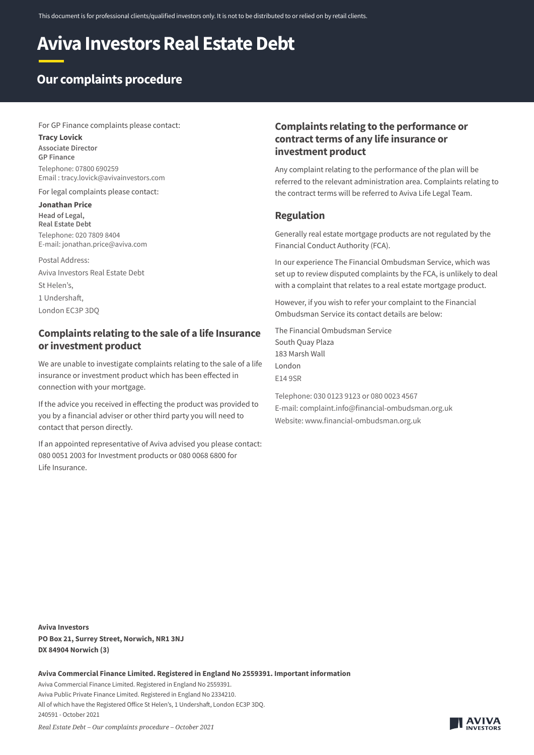This document is for professional clients/qualified investors only. It is not to be distributed to or relied on by retail clients.

# Aviva Investors Real Estate Debt

## Our complaints procedure

For GP Finance complaints please contact:

**Tracy Lovick**
Associate Director
GP Finance
Telephone: 07800 690259
Email : tracy.lovick@avivainvestors.com

For legal complaints please contact:

**Jonathan Price**
Head of Legal,
Real Estate Debt
Telephone: 020 7809 8404
E-mail: jonathan.price@aviva.com

Postal Address:
Aviva Investors Real Estate Debt
St Helen's,
1 Undershaft,
London EC3P 3DQ

### Complaints relating to the sale of a life Insurance or investment product

We are unable to investigate complaints relating to the sale of a life insurance or investment product which has been effected in connection with your mortgage.

If the advice you received in effecting the product was provided to you by a financial adviser or other third party you will need to contact that person directly.

If an appointed representative of Aviva advised you please contact: 080 0051 2003 for Investment products or 080 0068 6800 for Life Insurance.

### Complaints relating to the performance or contract terms of any life insurance or investment product

Any complaint relating to the performance of the plan will be referred to the relevant administration area. Complaints relating to the contract terms will be referred to Aviva Life Legal Team.

### Regulation

Generally real estate mortgage products are not regulated by the Financial Conduct Authority (FCA).

In our experience The Financial Ombudsman Service, which was set up to review disputed complaints by the FCA, is unlikely to deal with a complaint that relates to a real estate mortgage product.

However, if you wish to refer your complaint to the Financial Ombudsman Service its contact details are below:

The Financial Ombudsman Service
South Quay Plaza
183 Marsh Wall
London
E14 9SR

Telephone: 030 0123 9123 or 080 0023 4567
E-mail: complaint.info@financial-ombudsman.org.uk
Website: www.financial-ombudsman.org.uk

**Aviva Investors**
**PO Box 21, Surrey Street, Norwich, NR1 3NJ**
**DX 84904 Norwich (3)**

**Aviva Commercial Finance Limited. Registered in England No 2559391. Important information**
Aviva Commercial Finance Limited. Registered in England No 2559391.
Aviva Public Private Finance Limited. Registered in England No 2334210.
All of which have the Registered Office St Helen's, 1 Undershaft, London EC3P 3DQ.
240591 - October 2021